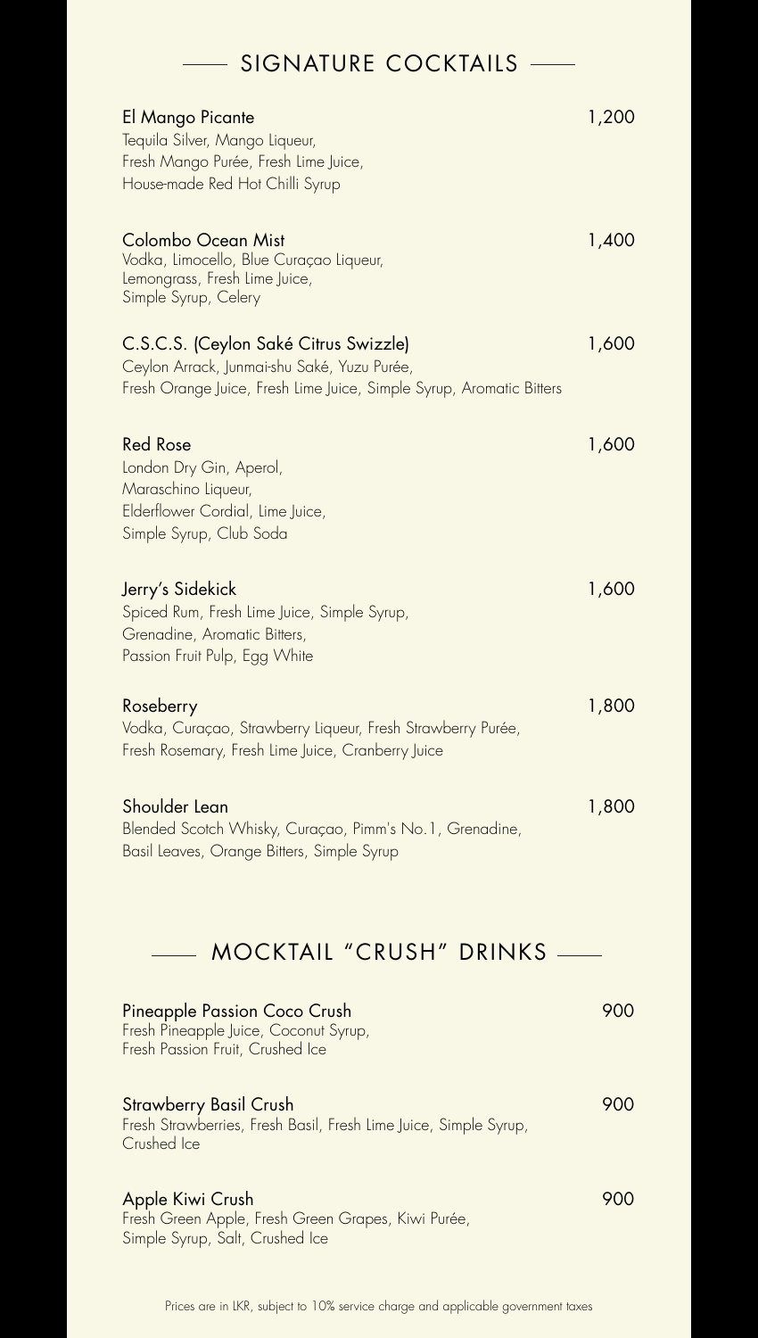## SIGNATURE COCKTAILS

**El Mango Picante** — 1,200
Tequila Silver, Mango Liqueur, Fresh Mango Purée, Fresh Lime Juice, House-made Red Hot Chilli Syrup

**Colombo Ocean Mist** — 1,400
Vodka, Limocello, Blue Curaçao Liqueur, Lemongrass, Fresh Lime Juice, Simple Syrup, Celery

**C.S.C.S. (Ceylon Saké Citrus Swizzle)** — 1,600
Ceylon Arrack, Junmai-shu Saké, Yuzu Purée, Fresh Orange Juice, Fresh Lime Juice, Simple Syrup, Aromatic Bitters

**Red Rose** — 1,600
London Dry Gin, Aperol, Maraschino Liqueur, Elderflower Cordial, Lime Juice, Simple Syrup, Club Soda

**Jerry's Sidekick** — 1,600
Spiced Rum, Fresh Lime Juice, Simple Syrup, Grenadine, Aromatic Bitters, Passion Fruit Pulp, Egg White

**Roseberry** — 1,800
Vodka, Curaçao, Strawberry Liqueur, Fresh Strawberry Purée, Fresh Rosemary, Fresh Lime Juice, Cranberry Juice

**Shoulder Lean** — 1,800
Blended Scotch Whisky, Curaçao, Pimm's No.1, Grenadine, Basil Leaves, Orange Bitters, Simple Syrup

## MOCKTAIL "CRUSH" DRINKS

**Pineapple Passion Coco Crush** — 900
Fresh Pineapple Juice, Coconut Syrup, Fresh Passion Fruit, Crushed Ice

**Strawberry Basil Crush** — 900
Fresh Strawberries, Fresh Basil, Fresh Lime Juice, Simple Syrup, Crushed Ice

**Apple Kiwi Crush** — 900
Fresh Green Apple, Fresh Green Grapes, Kiwi Purée, Simple Syrup, Salt, Crushed Ice

Prices are in LKR, subject to 10% service charge and applicable government taxes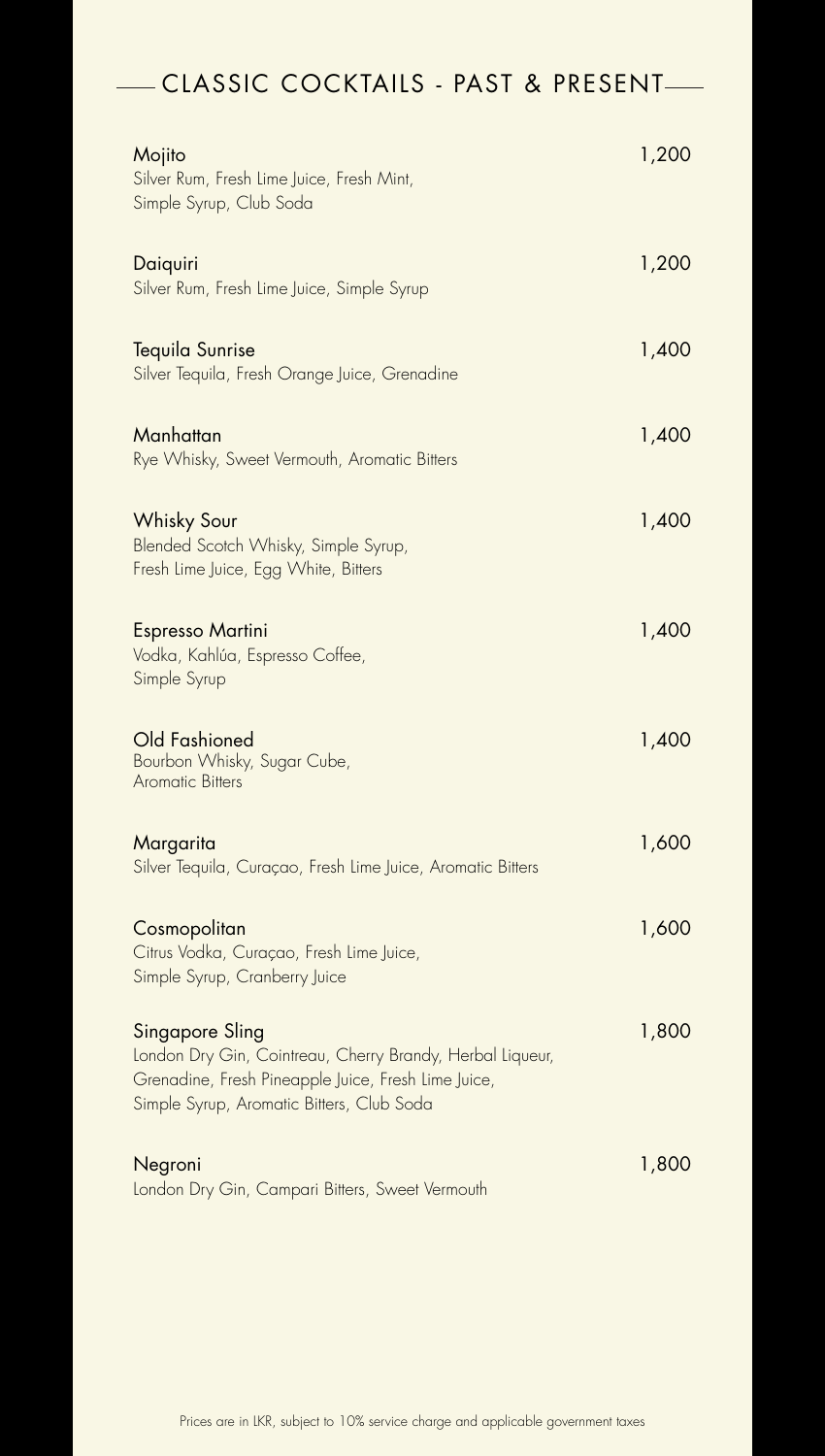## CLASSIC COCKTAILS - PAST & PRESENT

**Mojito** — 1,200
Silver Rum, Fresh Lime Juice, Fresh Mint,
Simple Syrup, Club Soda

**Daiquiri** — 1,200
Silver Rum, Fresh Lime Juice, Simple Syrup

**Tequila Sunrise** — 1,400
Silver Tequila, Fresh Orange Juice, Grenadine

**Manhattan** — 1,400
Rye Whisky, Sweet Vermouth, Aromatic Bitters

**Whisky Sour** — 1,400
Blended Scotch Whisky, Simple Syrup,
Fresh Lime Juice, Egg White, Bitters

**Espresso Martini** — 1,400
Vodka, Kahlúa, Espresso Coffee,
Simple Syrup

**Old Fashioned** — 1,400
Bourbon Whisky, Sugar Cube,
Aromatic Bitters

**Margarita** — 1,600
Silver Tequila, Curaçao, Fresh Lime Juice, Aromatic Bitters

**Cosmopolitan** — 1,600
Citrus Vodka, Curaçao, Fresh Lime Juice,
Simple Syrup, Cranberry Juice

**Singapore Sling** — 1,800
London Dry Gin, Cointreau, Cherry Brandy, Herbal Liqueur,
Grenadine, Fresh Pineapple Juice, Fresh Lime Juice,
Simple Syrup, Aromatic Bitters, Club Soda

**Negroni** — 1,800
London Dry Gin, Campari Bitters, Sweet Vermouth

Prices are in LKR, subject to 10% service charge and applicable government taxes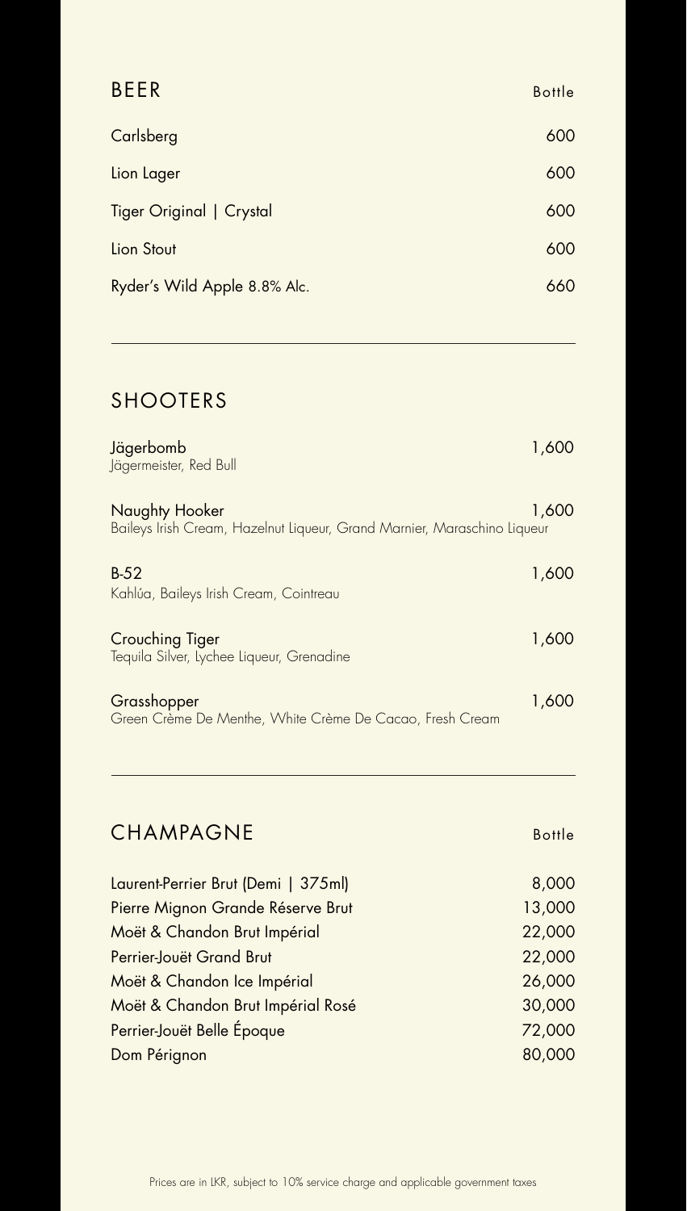## BEER

| Item | Bottle |
| --- | --- |
| Carlsberg | 600 |
| Lion Lager | 600 |
| Tiger Original \| Crystal | 600 |
| Lion Stout | 600 |
| Ryder's Wild Apple 8.8% Alc. | 660 |

---

## SHOOTERS

**Jägerbomb** — 1,600
Jägermeister, Red Bull

**Naughty Hooker** — 1,600
Baileys Irish Cream, Hazelnut Liqueur, Grand Marnier, Maraschino Liqueur

**B-52** — 1,600
Kahlúa, Baileys Irish Cream, Cointreau

**Crouching Tiger** — 1,600
Tequila Silver, Lychee Liqueur, Grenadine

**Grasshopper** — 1,600
Green Crème De Menthe, White Crème De Cacao, Fresh Cream

---

## CHAMPAGNE

| Item | Bottle |
| --- | --- |
| Laurent-Perrier Brut (Demi \| 375ml) | 8,000 |
| Pierre Mignon Grande Réserve Brut | 13,000 |
| Moët & Chandon Brut Impérial | 22,000 |
| Perrier-Jouët Grand Brut | 22,000 |
| Moët & Chandon Ice Impérial | 26,000 |
| Moët & Chandon Brut Impérial Rosé | 30,000 |
| Perrier-Jouët Belle Époque | 72,000 |
| Dom Pérignon | 80,000 |

Prices are in LKR, subject to 10% service charge and applicable government taxes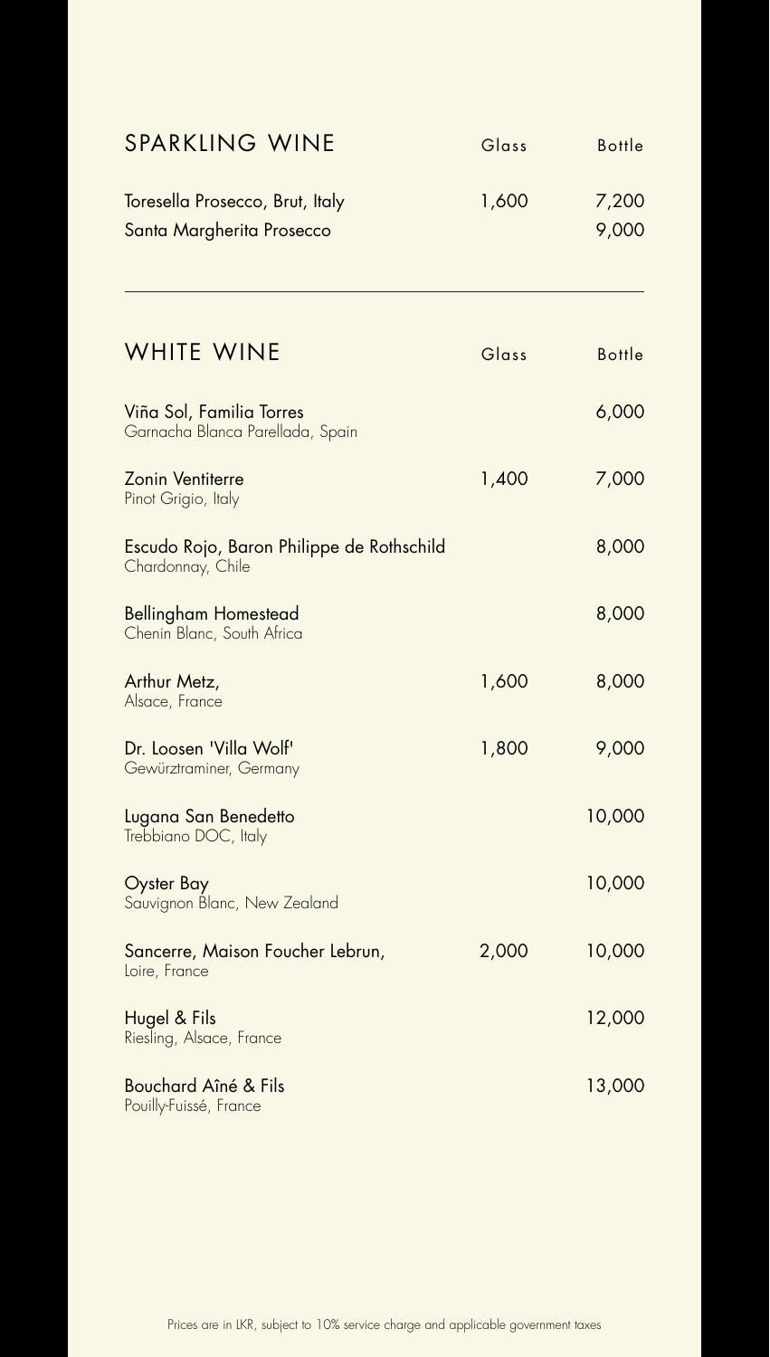## SPARKLING WINE

| | Glass | Bottle |
|---|---|---|
| Toresella Prosecco, Brut, Italy | 1,600 | 7,200 |
| Santa Margherita Prosecco | | 9,000 |

---

## WHITE WINE

| | Glass | Bottle |
|---|---|---|
| Viña Sol, Familia Torres<br>Garnacha Blanca Parellada, Spain | | 6,000 |
| Zonin Ventiterre<br>Pinot Grigio, Italy | 1,400 | 7,000 |
| Escudo Rojo, Baron Philippe de Rothschild<br>Chardonnay, Chile | | 8,000 |
| Bellingham Homestead<br>Chenin Blanc, South Africa | | 8,000 |
| Arthur Metz,<br>Alsace, France | 1,600 | 8,000 |
| Dr. Loosen 'Villa Wolf'<br>Gewürztraminer, Germany | 1,800 | 9,000 |
| Lugana San Benedetto<br>Trebbiano DOC, Italy | | 10,000 |
| Oyster Bay<br>Sauvignon Blanc, New Zealand | | 10,000 |
| Sancerre, Maison Foucher Lebrun,<br>Loire, France | 2,000 | 10,000 |
| Hugel & Fils<br>Riesling, Alsace, France | | 12,000 |
| Bouchard Aîné & Fils<br>Pouilly-Fuissé, France | | 13,000 |

Prices are in LKR, subject to 10% service charge and applicable government taxes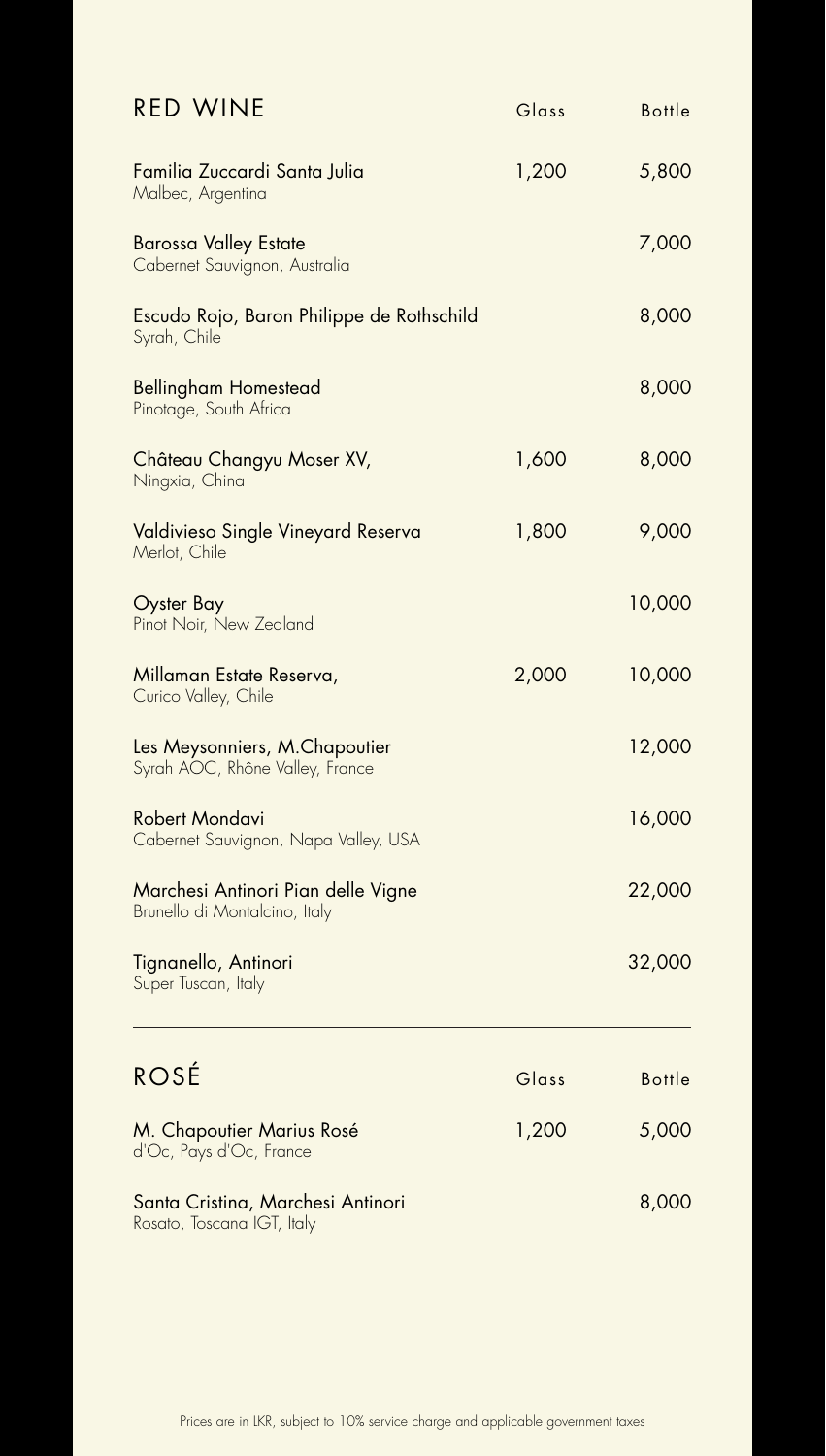## RED WINE

| | Glass | Bottle |
|---|---|---|
| Familia Zuccardi Santa Julia<br>Malbec, Argentina | 1,200 | 5,800 |
| Barossa Valley Estate<br>Cabernet Sauvignon, Australia | | 7,000 |
| Escudo Rojo, Baron Philippe de Rothschild<br>Syrah, Chile | | 8,000 |
| Bellingham Homestead<br>Pinotage, South Africa | | 8,000 |
| Château Changyu Moser XV,<br>Ningxia, China | 1,600 | 8,000 |
| Valdivieso Single Vineyard Reserva<br>Merlot, Chile | 1,800 | 9,000 |
| Oyster Bay<br>Pinot Noir, New Zealand | | 10,000 |
| Millaman Estate Reserva,<br>Curico Valley, Chile | 2,000 | 10,000 |
| Les Meysonniers, M.Chapoutier<br>Syrah AOC, Rhône Valley, France | | 12,000 |
| Robert Mondavi<br>Cabernet Sauvignon, Napa Valley, USA | | 16,000 |
| Marchesi Antinori Pian delle Vigne<br>Brunello di Montalcino, Italy | | 22,000 |
| Tignanello, Antinori<br>Super Tuscan, Italy | | 32,000 |

## ROSÉ

| | Glass | Bottle |
|---|---|---|
| M. Chapoutier Marius Rosé<br>d'Oc, Pays d'Oc, France | 1,200 | 5,000 |
| Santa Cristina, Marchesi Antinori<br>Rosato, Toscana IGT, Italy | | 8,000 |

Prices are in LKR, subject to 10% service charge and applicable government taxes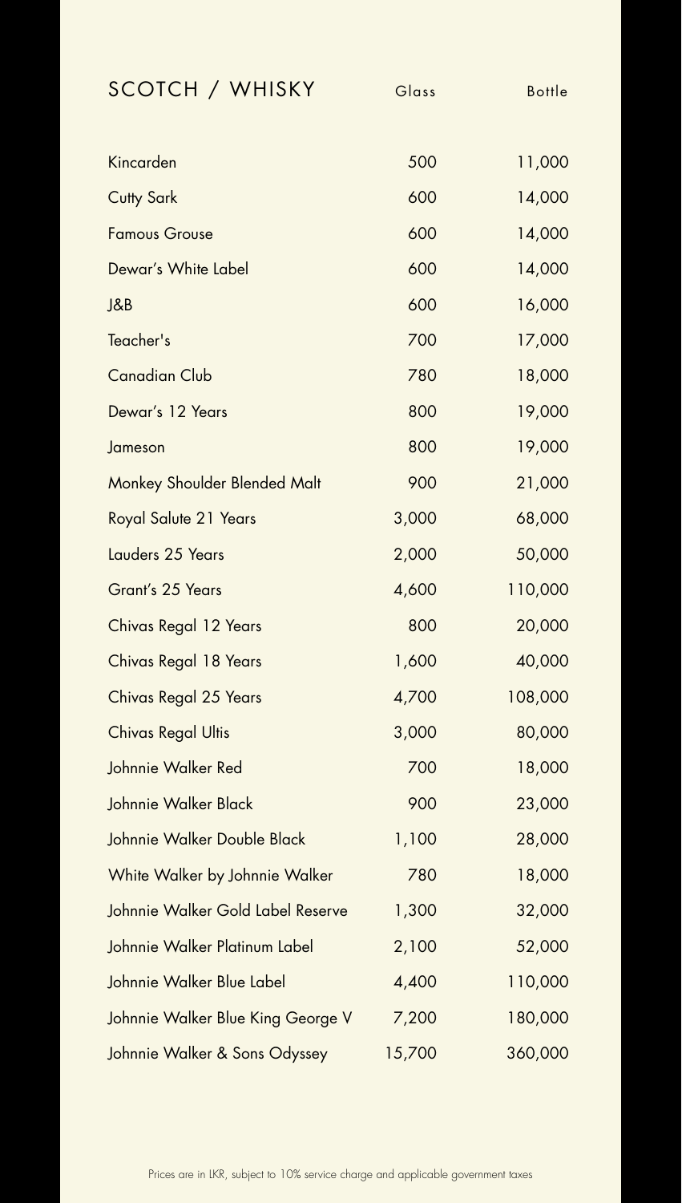| SCOTCH / WHISKY | Glass | Bottle |
|---|---|---|
| Kincarden | 500 | 11,000 |
| Cutty Sark | 600 | 14,000 |
| Famous Grouse | 600 | 14,000 |
| Dewar's White Label | 600 | 14,000 |
| J&B | 600 | 16,000 |
| Teacher's | 700 | 17,000 |
| Canadian Club | 780 | 18,000 |
| Dewar's 12 Years | 800 | 19,000 |
| Jameson | 800 | 19,000 |
| Monkey Shoulder Blended Malt | 900 | 21,000 |
| Royal Salute 21 Years | 3,000 | 68,000 |
| Lauders 25 Years | 2,000 | 50,000 |
| Grant's 25 Years | 4,600 | 110,000 |
| Chivas Regal 12 Years | 800 | 20,000 |
| Chivas Regal 18 Years | 1,600 | 40,000 |
| Chivas Regal 25 Years | 4,700 | 108,000 |
| Chivas Regal Ultis | 3,000 | 80,000 |
| Johnnie Walker Red | 700 | 18,000 |
| Johnnie Walker Black | 900 | 23,000 |
| Johnnie Walker Double Black | 1,100 | 28,000 |
| White Walker by Johnnie Walker | 780 | 18,000 |
| Johnnie Walker Gold Label Reserve | 1,300 | 32,000 |
| Johnnie Walker Platinum Label | 2,100 | 52,000 |
| Johnnie Walker Blue Label | 4,400 | 110,000 |
| Johnnie Walker Blue King George V | 7,200 | 180,000 |
| Johnnie Walker & Sons Odyssey | 15,700 | 360,000 |

Prices are in LKR, subject to 10% service charge and applicable government taxes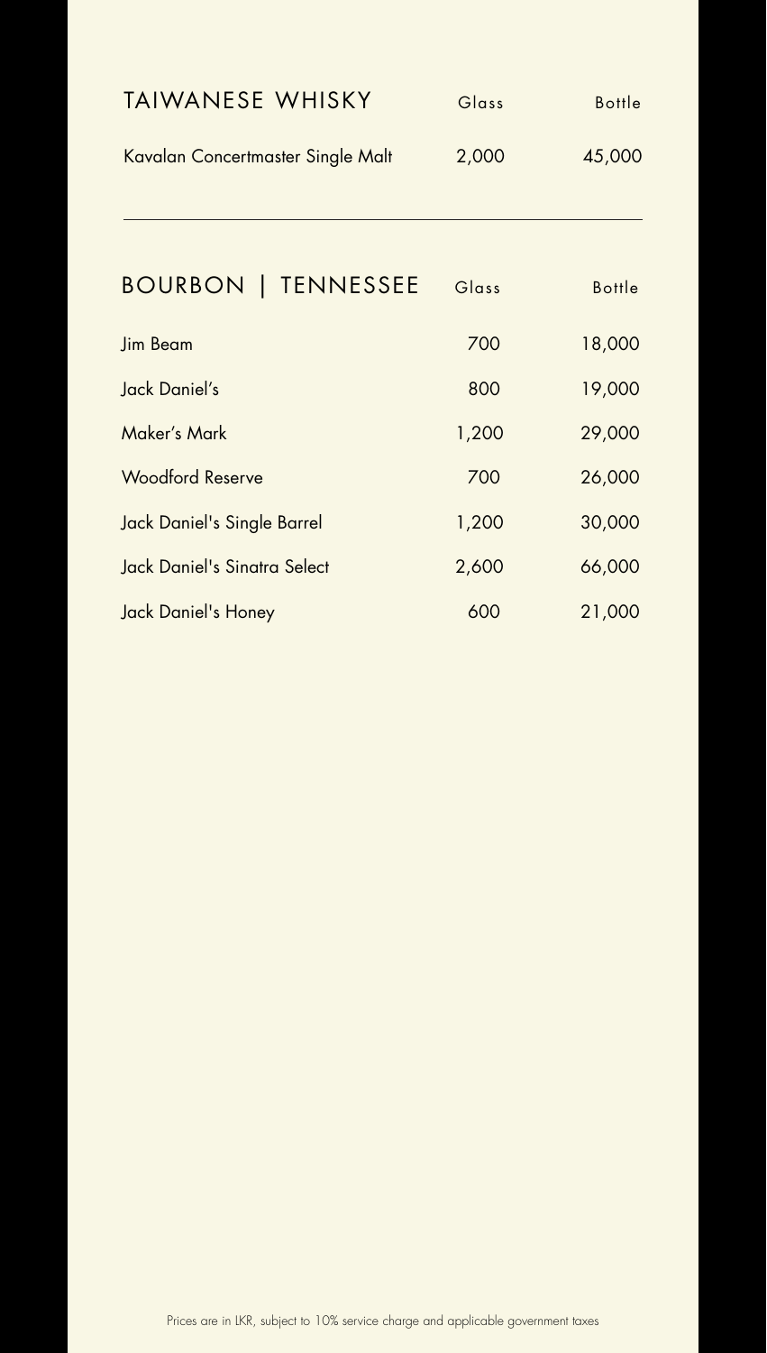## TAIWANESE WHISKY

| | Glass | Bottle |
| --- | --- | --- |
| Kavalan Concertmaster Single Malt | 2,000 | 45,000 |

## BOURBON | TENNESSEE

| | Glass | Bottle |
| --- | --- | --- |
| Jim Beam | 700 | 18,000 |
| Jack Daniel’s | 800 | 19,000 |
| Maker’s Mark | 1,200 | 29,000 |
| Woodford Reserve | 700 | 26,000 |
| Jack Daniel's Single Barrel | 1,200 | 30,000 |
| Jack Daniel's Sinatra Select | 2,600 | 66,000 |
| Jack Daniel's Honey | 600 | 21,000 |

Prices are in LKR, subject to 10% service charge and applicable government taxes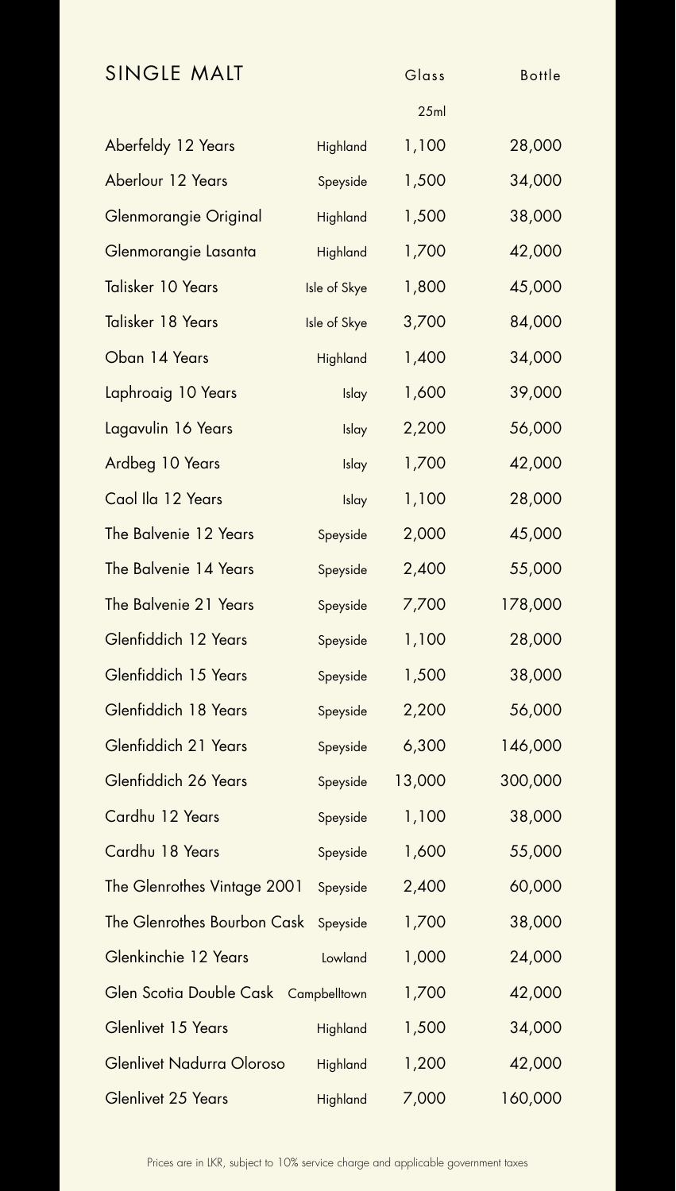## SINGLE MALT

| | | Glass 25ml | Bottle |
|---|---|---|---|
| Aberfeldy 12 Years | Highland | 1,100 | 28,000 |
| Aberlour 12 Years | Speyside | 1,500 | 34,000 |
| Glenmorangie Original | Highland | 1,500 | 38,000 |
| Glenmorangie Lasanta | Highland | 1,700 | 42,000 |
| Talisker 10 Years | Isle of Skye | 1,800 | 45,000 |
| Talisker 18 Years | Isle of Skye | 3,700 | 84,000 |
| Oban 14 Years | Highland | 1,400 | 34,000 |
| Laphroaig 10 Years | Islay | 1,600 | 39,000 |
| Lagavulin 16 Years | Islay | 2,200 | 56,000 |
| Ardbeg 10 Years | Islay | 1,700 | 42,000 |
| Caol Ila 12 Years | Islay | 1,100 | 28,000 |
| The Balvenie 12 Years | Speyside | 2,000 | 45,000 |
| The Balvenie 14 Years | Speyside | 2,400 | 55,000 |
| The Balvenie 21 Years | Speyside | 7,700 | 178,000 |
| Glenfiddich 12 Years | Speyside | 1,100 | 28,000 |
| Glenfiddich 15 Years | Speyside | 1,500 | 38,000 |
| Glenfiddich 18 Years | Speyside | 2,200 | 56,000 |
| Glenfiddich 21 Years | Speyside | 6,300 | 146,000 |
| Glenfiddich 26 Years | Speyside | 13,000 | 300,000 |
| Cardhu 12 Years | Speyside | 1,100 | 38,000 |
| Cardhu 18 Years | Speyside | 1,600 | 55,000 |
| The Glenrothes Vintage 2001 | Speyside | 2,400 | 60,000 |
| The Glenrothes Bourbon Cask | Speyside | 1,700 | 38,000 |
| Glenkinchie 12 Years | Lowland | 1,000 | 24,000 |
| Glen Scotia Double Cask | Campbelltown | 1,700 | 42,000 |
| Glenlivet 15 Years | Highland | 1,500 | 34,000 |
| Glenlivet Nadurra Oloroso | Highland | 1,200 | 42,000 |
| Glenlivet 25 Years | Highland | 7,000 | 160,000 |

Prices are in LKR, subject to 10% service charge and applicable government taxes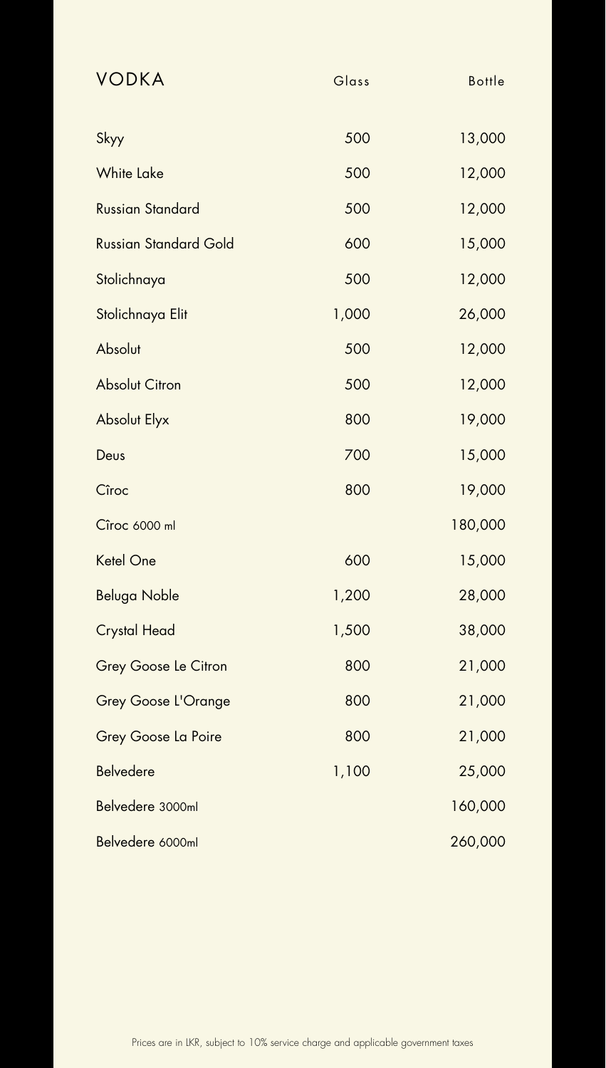| VODKA | Glass | Bottle |
|---|---|---|
| Skyy | 500 | 13,000 |
| White Lake | 500 | 12,000 |
| Russian Standard | 500 | 12,000 |
| Russian Standard Gold | 600 | 15,000 |
| Stolichnaya | 500 | 12,000 |
| Stolichnaya Elit | 1,000 | 26,000 |
| Absolut | 500 | 12,000 |
| Absolut Citron | 500 | 12,000 |
| Absolut Elyx | 800 | 19,000 |
| Deus | 700 | 15,000 |
| Cîroc | 800 | 19,000 |
| Cîroc 6000 ml | | 180,000 |
| Ketel One | 600 | 15,000 |
| Beluga Noble | 1,200 | 28,000 |
| Crystal Head | 1,500 | 38,000 |
| Grey Goose Le Citron | 800 | 21,000 |
| Grey Goose L'Orange | 800 | 21,000 |
| Grey Goose La Poire | 800 | 21,000 |
| Belvedere | 1,100 | 25,000 |
| Belvedere 3000ml | | 160,000 |
| Belvedere 6000ml | | 260,000 |

Prices are in LKR, subject to 10% service charge and applicable government taxes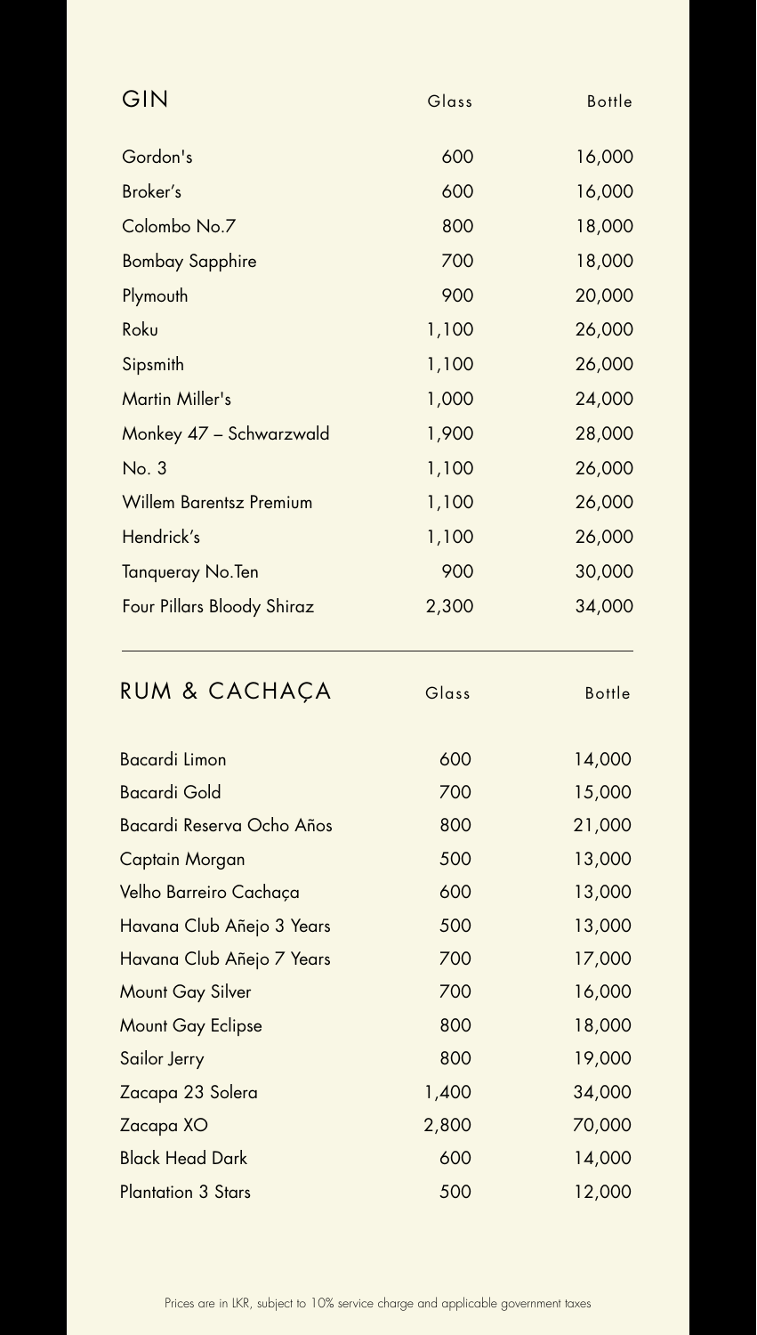| GIN | Glass | Bottle |
| --- | --- | --- |
| Gordon's | 600 | 16,000 |
| Broker's | 600 | 16,000 |
| Colombo No.7 | 800 | 18,000 |
| Bombay Sapphire | 700 | 18,000 |
| Plymouth | 900 | 20,000 |
| Roku | 1,100 | 26,000 |
| Sipsmith | 1,100 | 26,000 |
| Martin Miller's | 1,000 | 24,000 |
| Monkey 47 – Schwarzwald | 1,900 | 28,000 |
| No. 3 | 1,100 | 26,000 |
| Willem Barentsz Premium | 1,100 | 26,000 |
| Hendrick's | 1,100 | 26,000 |
| Tanqueray No.Ten | 900 | 30,000 |
| Four Pillars Bloody Shiraz | 2,300 | 34,000 |

| RUM & CACHAÇA | Glass | Bottle |
| --- | --- | --- |
| Bacardi Limon | 600 | 14,000 |
| Bacardi Gold | 700 | 15,000 |
| Bacardi Reserva Ocho Años | 800 | 21,000 |
| Captain Morgan | 500 | 13,000 |
| Velho Barreiro Cachaça | 600 | 13,000 |
| Havana Club Añejo 3 Years | 500 | 13,000 |
| Havana Club Añejo 7 Years | 700 | 17,000 |
| Mount Gay Silver | 700 | 16,000 |
| Mount Gay Eclipse | 800 | 18,000 |
| Sailor Jerry | 800 | 19,000 |
| Zacapa 23 Solera | 1,400 | 34,000 |
| Zacapa XO | 2,800 | 70,000 |
| Black Head Dark | 600 | 14,000 |
| Plantation 3 Stars | 500 | 12,000 |

Prices are in LKR, subject to 10% service charge and applicable government taxes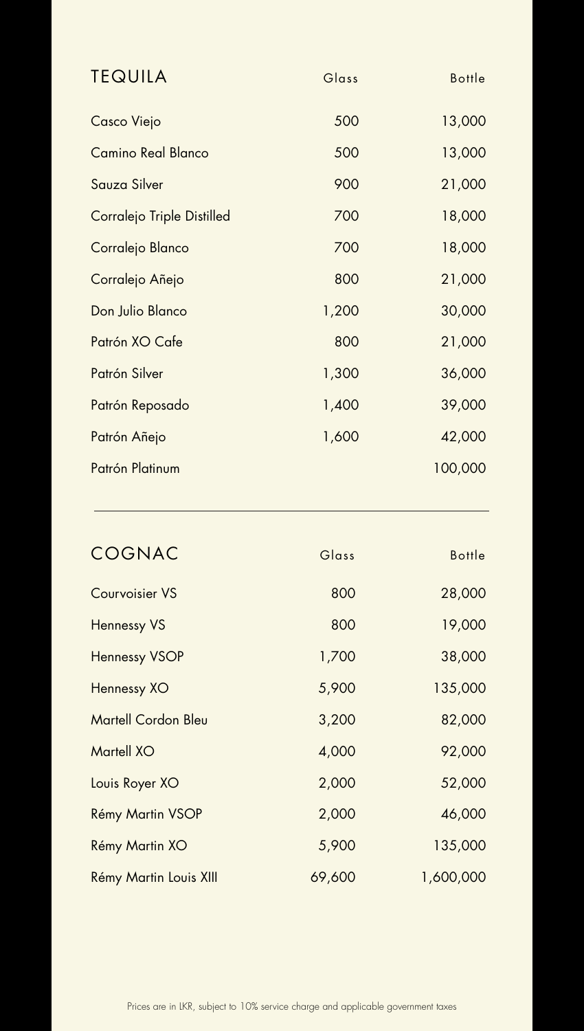## TEQUILA

| TEQUILA | Glass | Bottle |
|---|---|---|
| Casco Viejo | 500 | 13,000 |
| Camino Real Blanco | 500 | 13,000 |
| Sauza Silver | 900 | 21,000 |
| Corralejo Triple Distilled | 700 | 18,000 |
| Corralejo Blanco | 700 | 18,000 |
| Corralejo Añejo | 800 | 21,000 |
| Don Julio Blanco | 1,200 | 30,000 |
| Patrón XO Cafe | 800 | 21,000 |
| Patrón Silver | 1,300 | 36,000 |
| Patrón Reposado | 1,400 | 39,000 |
| Patrón Añejo | 1,600 | 42,000 |
| Patrón Platinum | | 100,000 |

## COGNAC

| COGNAC | Glass | Bottle |
|---|---|---|
| Courvoisier VS | 800 | 28,000 |
| Hennessy VS | 800 | 19,000 |
| Hennessy VSOP | 1,700 | 38,000 |
| Hennessy XO | 5,900 | 135,000 |
| Martell Cordon Bleu | 3,200 | 82,000 |
| Martell XO | 4,000 | 92,000 |
| Louis Royer XO | 2,000 | 52,000 |
| Rémy Martin VSOP | 2,000 | 46,000 |
| Rémy Martin XO | 5,900 | 135,000 |
| Rémy Martin Louis XIII | 69,600 | 1,600,000 |

Prices are in LKR, subject to 10% service charge and applicable government taxes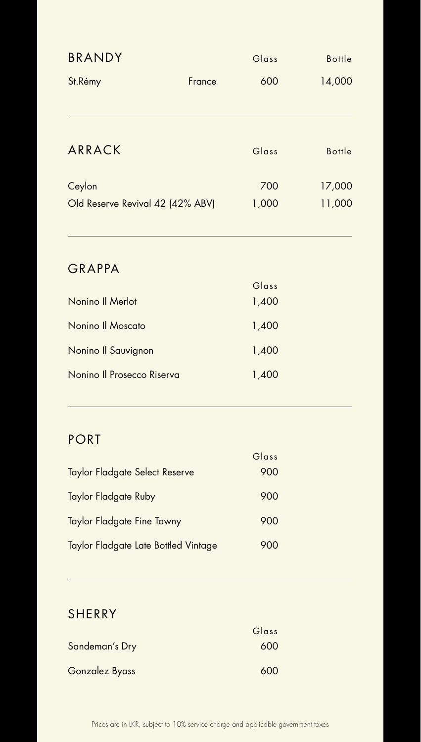## BRANDY

| | | Glass | Bottle |
|---|---|---|---|
| St.Rémy | France | 600 | 14,000 |

## ARRACK

| | Glass | Bottle |
|---|---|---|
| Ceylon | 700 | 17,000 |
| Old Reserve Revival 42 (42% ABV) | 1,000 | 11,000 |

## GRAPPA

| | Glass |
|---|---|
| Nonino Il Merlot | 1,400 |
| Nonino Il Moscato | 1,400 |
| Nonino Il Sauvignon | 1,400 |
| Nonino Il Prosecco Riserva | 1,400 |

## PORT

| | Glass |
|---|---|
| Taylor Fladgate Select Reserve | 900 |
| Taylor Fladgate Ruby | 900 |
| Taylor Fladgate Fine Tawny | 900 |
| Taylor Fladgate Late Bottled Vintage | 900 |

## SHERRY

| | Glass |
|---|---|
| Sandeman's Dry | 600 |
| Gonzalez Byass | 600 |

Prices are in LKR, subject to 10% service charge and applicable government taxes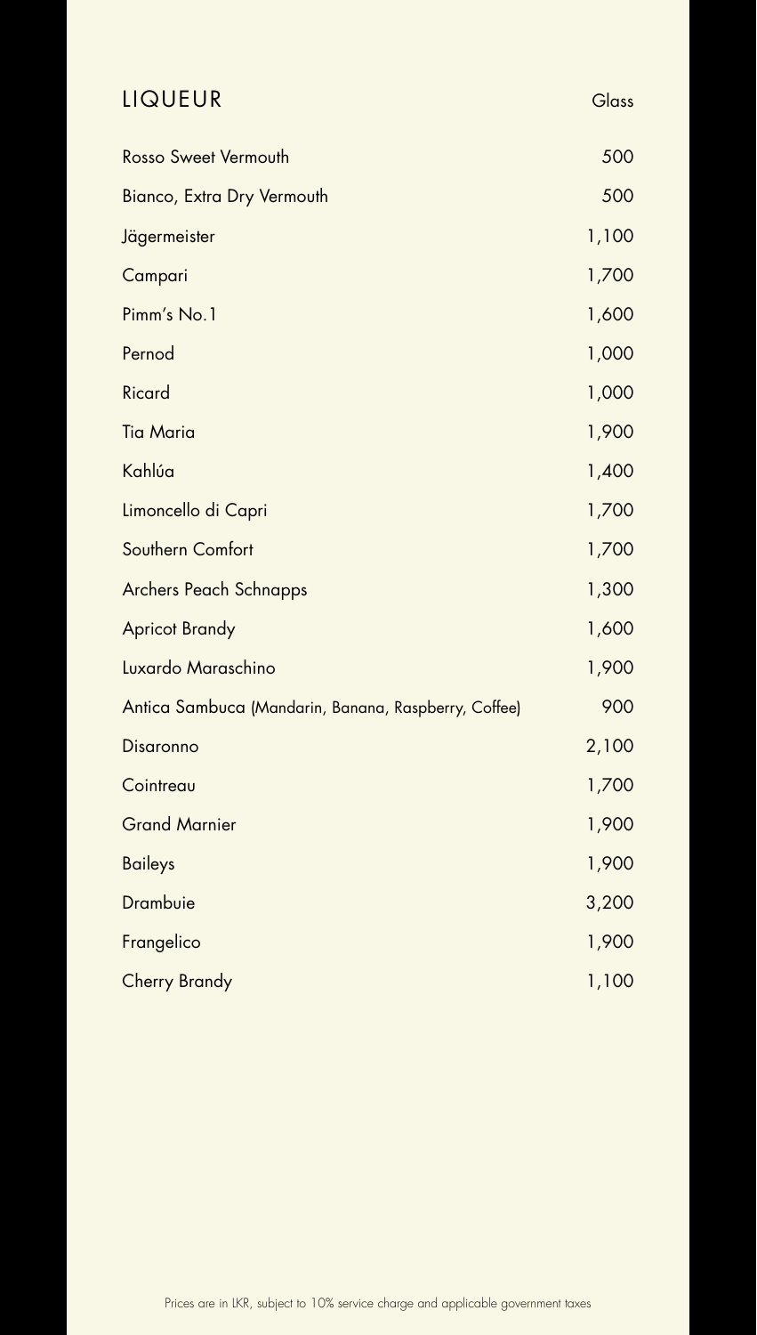## LIQUEUR

| | Glass |
|---|---|
| Rosso Sweet Vermouth | 500 |
| Bianco, Extra Dry Vermouth | 500 |
| Jägermeister | 1,100 |
| Campari | 1,700 |
| Pimm's No.1 | 1,600 |
| Pernod | 1,000 |
| Ricard | 1,000 |
| Tia Maria | 1,900 |
| Kahlúa | 1,400 |
| Limoncello di Capri | 1,700 |
| Southern Comfort | 1,700 |
| Archers Peach Schnapps | 1,300 |
| Apricot Brandy | 1,600 |
| Luxardo Maraschino | 1,900 |
| Antica Sambuca (Mandarin, Banana, Raspberry, Coffee) | 900 |
| Disaronno | 2,100 |
| Cointreau | 1,700 |
| Grand Marnier | 1,900 |
| Baileys | 1,900 |
| Drambuie | 3,200 |
| Frangelico | 1,900 |
| Cherry Brandy | 1,100 |

Prices are in LKR, subject to 10% service charge and applicable government taxes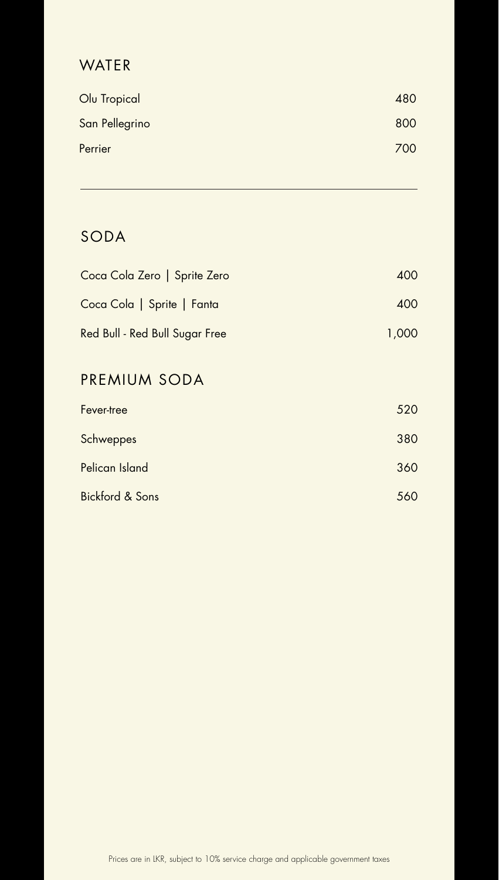## WATER

| | |
|---|---|
| Olu Tropical | 480 |
| San Pellegrino | 800 |
| Perrier | 700 |

---

## SODA

| | |
|---|---|
| Coca Cola Zero \| Sprite Zero | 400 |
| Coca Cola \| Sprite \| Fanta | 400 |
| Red Bull - Red Bull Sugar Free | 1,000 |

## PREMIUM SODA

| | |
|---|---|
| Fever-tree | 520 |
| Schweppes | 380 |
| Pelican Island | 360 |
| Bickford & Sons | 560 |

Prices are in LKR, subject to 10% service charge and applicable government taxes